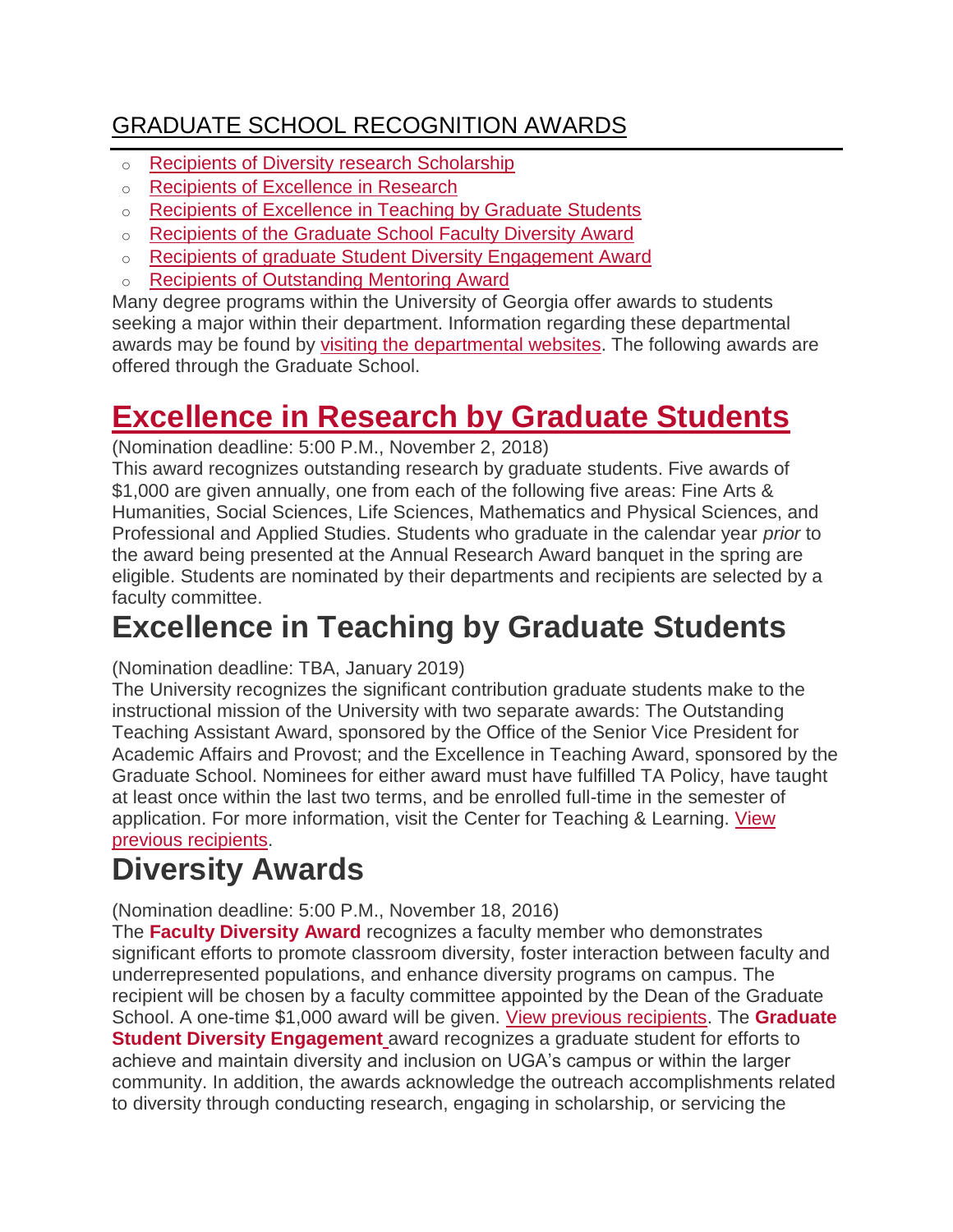## GRADUATE SCHOOL RECOGNITION AWARDS

- Recipients of Diversity research Scholarship
- Recipients of Excellence in Research
- Recipients of Excellence in Teaching by Graduate Students
- Recipients of the Graduate School Faculty Diversity Award
- Recipients of graduate Student Diversity Engagement Award
- Recipients of Outstanding Mentoring Award

Many degree programs within the University of Georgia offer awards to students seeking a major within their department. Information regarding these departmental awards may be found by visiting the departmental websites. The following awards are offered through the Graduate School.

# Excellence in Research by Graduate Students

(Nomination deadline: 5:00 P.M., November 2, 2018)
This award recognizes outstanding research by graduate students. Five awards of $1,000 are given annually, one from each of the following five areas: Fine Arts & Humanities, Social Sciences, Life Sciences, Mathematics and Physical Sciences, and Professional and Applied Studies. Students who graduate in the calendar year *prior* to the award being presented at the Annual Research Award banquet in the spring are eligible. Students are nominated by their departments and recipients are selected by a faculty committee.

# Excellence in Teaching by Graduate Students

(Nomination deadline: TBA, January 2019)
The University recognizes the significant contribution graduate students make to the instructional mission of the University with two separate awards: The Outstanding Teaching Assistant Award, sponsored by the Office of the Senior Vice President for Academic Affairs and Provost; and the Excellence in Teaching Award, sponsored by the Graduate School. Nominees for either award must have fulfilled TA Policy, have taught at least once within the last two terms, and be enrolled full-time in the semester of application. For more information, visit the Center for Teaching & Learning. View previous recipients.

# Diversity Awards

(Nomination deadline: 5:00 P.M., November 18, 2016)
The **Faculty Diversity Award** recognizes a faculty member who demonstrates significant efforts to promote classroom diversity, foster interaction between faculty and underrepresented populations, and enhance diversity programs on campus. The recipient will be chosen by a faculty committee appointed by the Dean of the Graduate School. A one-time $1,000 award will be given. View previous recipients. The **Graduate Student Diversity Engagement** award recognizes a graduate student for efforts to achieve and maintain diversity and inclusion on UGA's campus or within the larger community. In addition, the awards acknowledge the outreach accomplishments related to diversity through conducting research, engaging in scholarship, or servicing the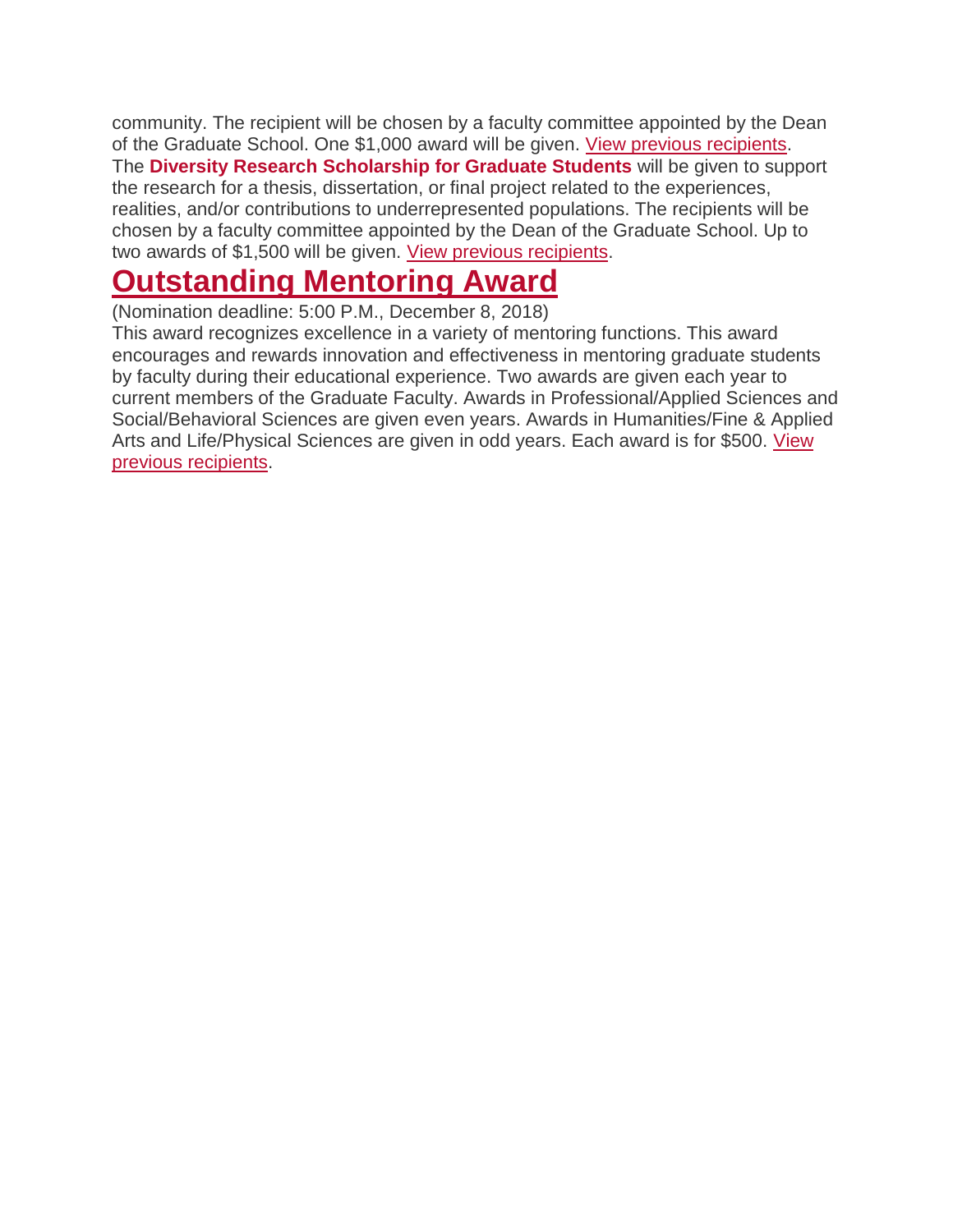community. The recipient will be chosen by a faculty committee appointed by the Dean of the Graduate School. One $1,000 award will be given. View previous recipients.

The **Diversity Research Scholarship for Graduate Students** will be given to support the research for a thesis, dissertation, or final project related to the experiences, realities, and/or contributions to underrepresented populations. The recipients will be chosen by a faculty committee appointed by the Dean of the Graduate School. Up to two awards of $1,500 will be given. View previous recipients.

# Outstanding Mentoring Award

(Nomination deadline: 5:00 P.M., December 8, 2018)

This award recognizes excellence in a variety of mentoring functions. This award encourages and rewards innovation and effectiveness in mentoring graduate students by faculty during their educational experience. Two awards are given each year to current members of the Graduate Faculty. Awards in Professional/Applied Sciences and Social/Behavioral Sciences are given even years. Awards in Humanities/Fine & Applied Arts and Life/Physical Sciences are given in odd years. Each award is for $500. View previous recipients.